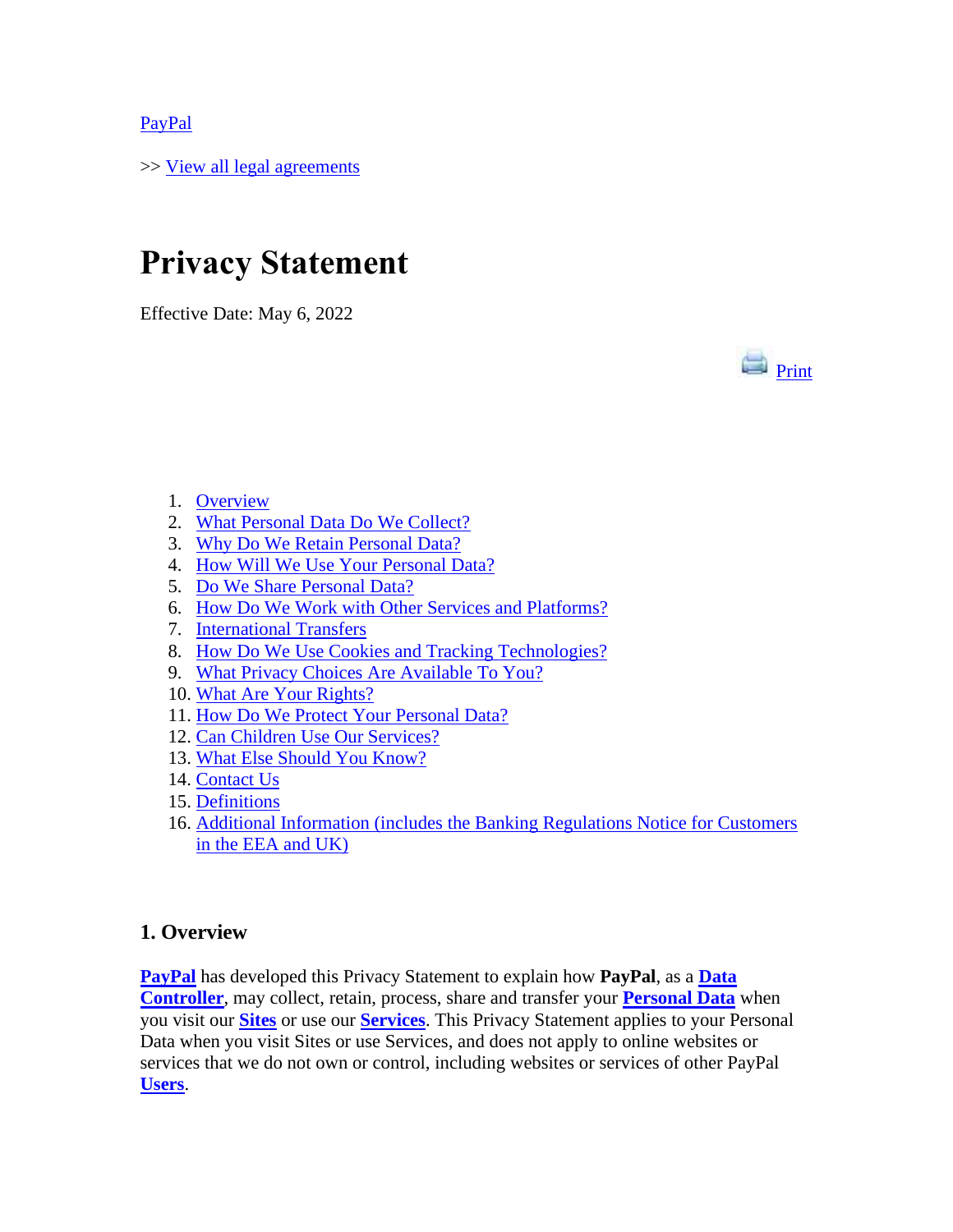PayPal

>> View all legal agreements

# Privacy Statement

Effective Date: May 6, 2022

Print

1. Overview
2. What Personal Data Do We Collect?
3. Why Do We Retain Personal Data?
4. How Will We Use Your Personal Data?
5. Do We Share Personal Data?
6. How Do We Work with Other Services and Platforms?
7. International Transfers
8. How Do We Use Cookies and Tracking Technologies?
9. What Privacy Choices Are Available To You?
10. What Are Your Rights?
11. How Do We Protect Your Personal Data?
12. Can Children Use Our Services?
13. What Else Should You Know?
14. Contact Us
15. Definitions
16. Additional Information (includes the Banking Regulations Notice for Customers in the EEA and UK)

### 1. Overview

**PayPal** has developed this Privacy Statement to explain how **PayPal**, as a **Data Controller**, may collect, retain, process, share and transfer your **Personal Data** when you visit our **Sites** or use our **Services**. This Privacy Statement applies to your Personal Data when you visit Sites or use Services, and does not apply to online websites or services that we do not own or control, including websites or services of other PayPal **Users**.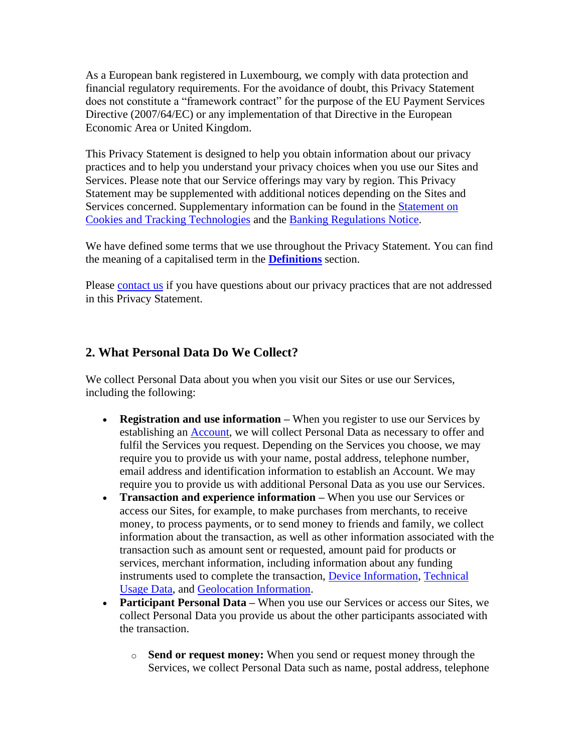As a European bank registered in Luxembourg, we comply with data protection and financial regulatory requirements. For the avoidance of doubt, this Privacy Statement does not constitute a "framework contract" for the purpose of the EU Payment Services Directive (2007/64/EC) or any implementation of that Directive in the European Economic Area or United Kingdom.

This Privacy Statement is designed to help you obtain information about our privacy practices and to help you understand your privacy choices when you use our Sites and Services. Please note that our Service offerings may vary by region. This Privacy Statement may be supplemented with additional notices depending on the Sites and Services concerned. Supplementary information can be found in the Statement on Cookies and Tracking Technologies and the Banking Regulations Notice.

We have defined some terms that we use throughout the Privacy Statement. You can find the meaning of a capitalised term in the **Definitions** section.

Please contact us if you have questions about our privacy practices that are not addressed in this Privacy Statement.

## 2. What Personal Data Do We Collect?

We collect Personal Data about you when you visit our Sites or use our Services, including the following:

- **Registration and use information** – When you register to use our Services by establishing an Account, we will collect Personal Data as necessary to offer and fulfil the Services you request. Depending on the Services you choose, we may require you to provide us with your name, postal address, telephone number, email address and identification information to establish an Account. We may require you to provide us with additional Personal Data as you use our Services.
- **Transaction and experience information** – When you use our Services or access our Sites, for example, to make purchases from merchants, to receive money, to process payments, or to send money to friends and family, we collect information about the transaction, as well as other information associated with the transaction such as amount sent or requested, amount paid for products or services, merchant information, including information about any funding instruments used to complete the transaction, Device Information, Technical Usage Data, and Geolocation Information.
- **Participant Personal Data** – When you use our Services or access our Sites, we collect Personal Data you provide us about the other participants associated with the transaction.
    - **Send or request money:** When you send or request money through the Services, we collect Personal Data such as name, postal address, telephone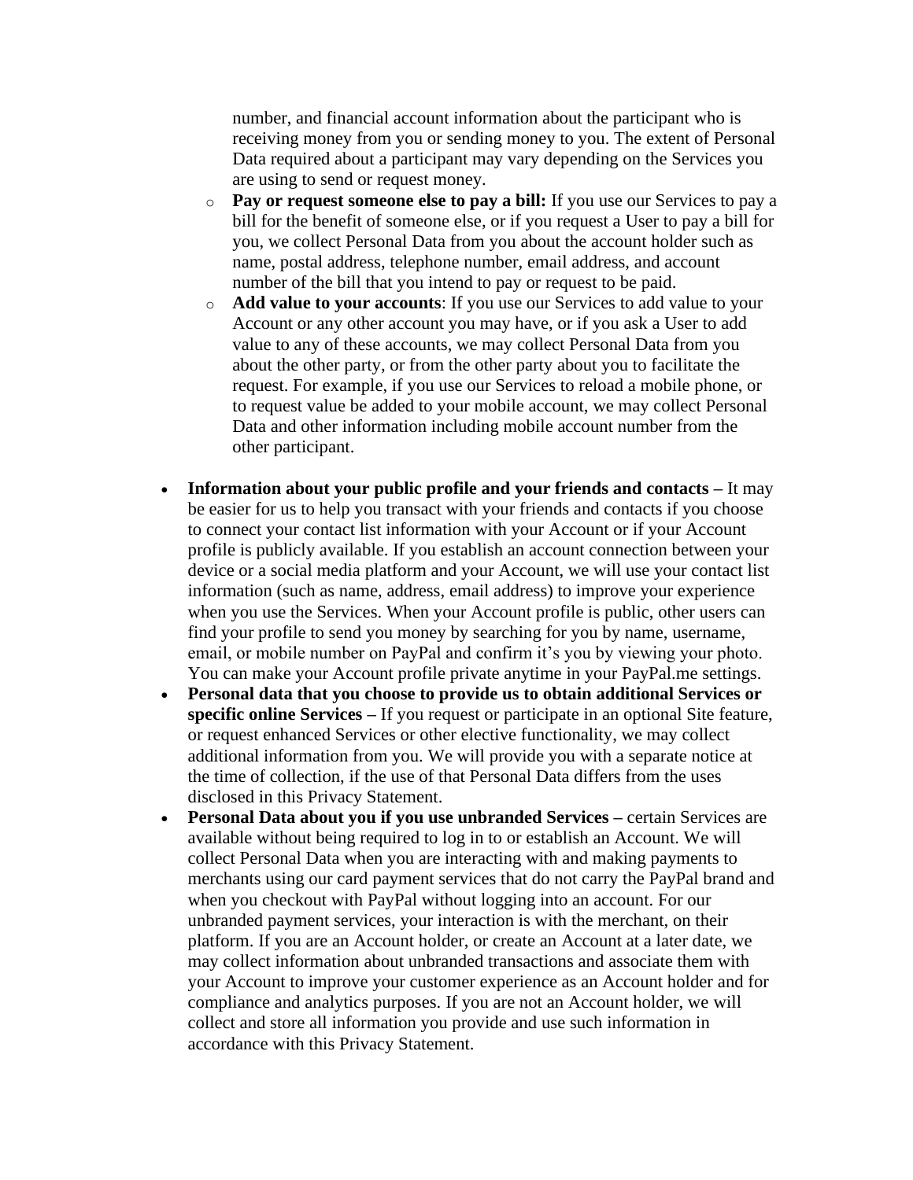number, and financial account information about the participant who is receiving money from you or sending money to you. The extent of Personal Data required about a participant may vary depending on the Services you are using to send or request money.

  - **Pay or request someone else to pay a bill:** If you use our Services to pay a bill for the benefit of someone else, or if you request a User to pay a bill for you, we collect Personal Data from you about the account holder such as name, postal address, telephone number, email address, and account number of the bill that you intend to pay or request to be paid.
  - **Add value to your accounts**: If you use our Services to add value to your Account or any other account you may have, or if you ask a User to add value to any of these accounts, we may collect Personal Data from you about the other party, or from the other party about you to facilitate the request. For example, if you use our Services to reload a mobile phone, or to request value be added to your mobile account, we may collect Personal Data and other information including mobile account number from the other participant.

- **Information about your public profile and your friends and contacts –** It may be easier for us to help you transact with your friends and contacts if you choose to connect your contact list information with your Account or if your Account profile is publicly available. If you establish an account connection between your device or a social media platform and your Account, we will use your contact list information (such as name, address, email address) to improve your experience when you use the Services. When your Account profile is public, other users can find your profile to send you money by searching for you by name, username, email, or mobile number on PayPal and confirm it's you by viewing your photo. You can make your Account profile private anytime in your PayPal.me settings.
- **Personal data that you choose to provide us to obtain additional Services or specific online Services –** If you request or participate in an optional Site feature, or request enhanced Services or other elective functionality, we may collect additional information from you. We will provide you with a separate notice at the time of collection, if the use of that Personal Data differs from the uses disclosed in this Privacy Statement.
- **Personal Data about you if you use unbranded Services –** certain Services are available without being required to log in to or establish an Account. We will collect Personal Data when you are interacting with and making payments to merchants using our card payment services that do not carry the PayPal brand and when you checkout with PayPal without logging into an account. For our unbranded payment services, your interaction is with the merchant, on their platform. If you are an Account holder, or create an Account at a later date, we may collect information about unbranded transactions and associate them with your Account to improve your customer experience as an Account holder and for compliance and analytics purposes. If you are not an Account holder, we will collect and store all information you provide and use such information in accordance with this Privacy Statement.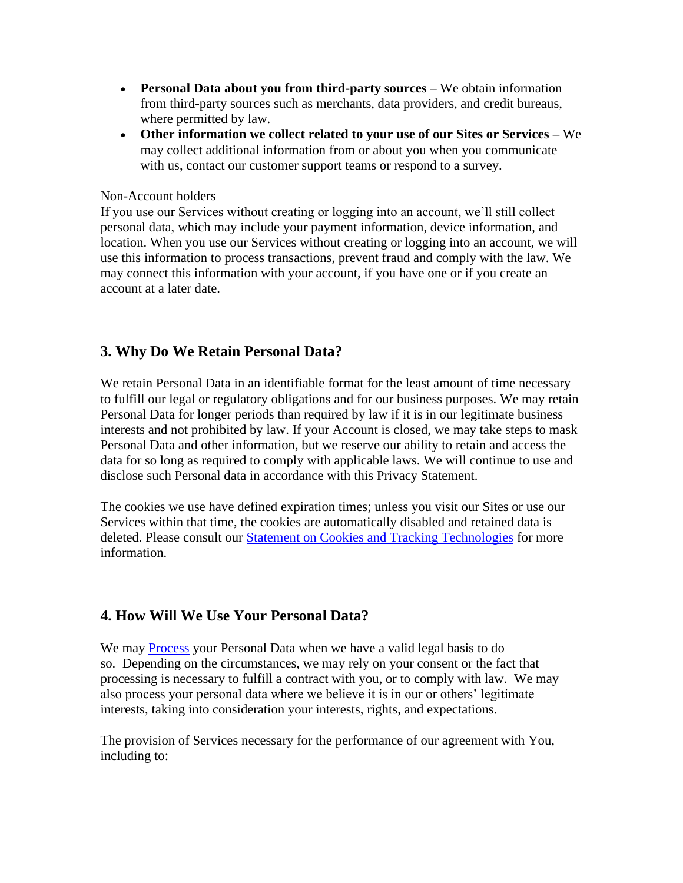- **Personal Data about you from third-party sources –** We obtain information from third-party sources such as merchants, data providers, and credit bureaus, where permitted by law.
- **Other information we collect related to your use of our Sites or Services –** We may collect additional information from or about you when you communicate with us, contact our customer support teams or respond to a survey.

Non-Account holders
If you use our Services without creating or logging into an account, we'll still collect personal data, which may include your payment information, device information, and location. When you use our Services without creating or logging into an account, we will use this information to process transactions, prevent fraud and comply with the law. We may connect this information with your account, if you have one or if you create an account at a later date.

## 3. Why Do We Retain Personal Data?

We retain Personal Data in an identifiable format for the least amount of time necessary to fulfill our legal or regulatory obligations and for our business purposes. We may retain Personal Data for longer periods than required by law if it is in our legitimate business interests and not prohibited by law. If your Account is closed, we may take steps to mask Personal Data and other information, but we reserve our ability to retain and access the data for so long as required to comply with applicable laws. We will continue to use and disclose such Personal data in accordance with this Privacy Statement.

The cookies we use have defined expiration times; unless you visit our Sites or use our Services within that time, the cookies are automatically disabled and retained data is deleted. Please consult our Statement on Cookies and Tracking Technologies for more information.

## 4. How Will We Use Your Personal Data?

We may Process your Personal Data when we have a valid legal basis to do so. Depending on the circumstances, we may rely on your consent or the fact that processing is necessary to fulfill a contract with you, or to comply with law. We may also process your personal data where we believe it is in our or others' legitimate interests, taking into consideration your interests, rights, and expectations.

The provision of Services necessary for the performance of our agreement with You, including to: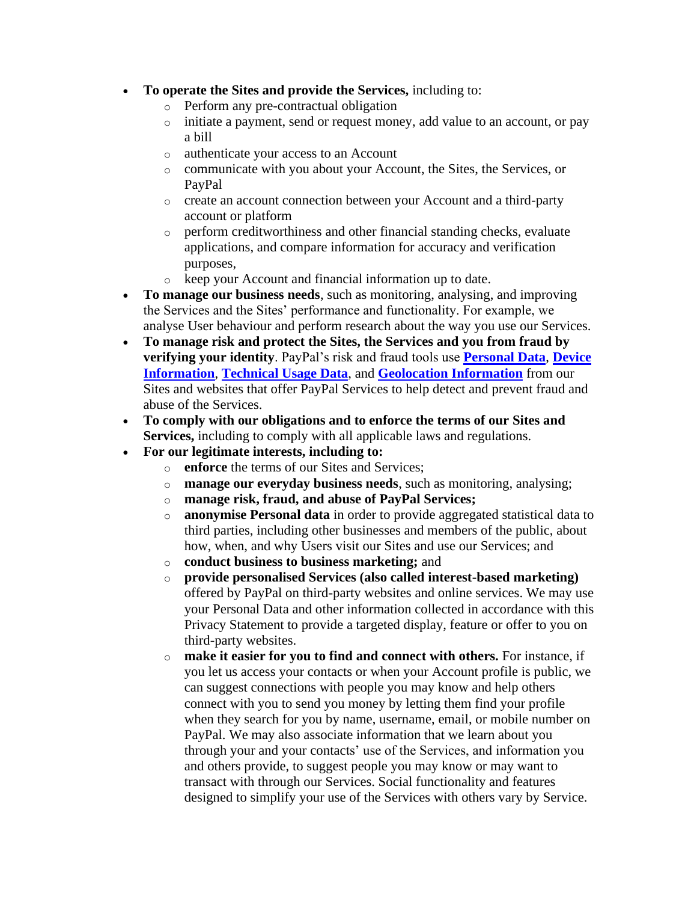- **To operate the Sites and provide the Services,** including to:
    - Perform any pre-contractual obligation
    - initiate a payment, send or request money, add value to an account, or pay a bill
    - authenticate your access to an Account
    - communicate with you about your Account, the Sites, the Services, or PayPal
    - create an account connection between your Account and a third-party account or platform
    - perform creditworthiness and other financial standing checks, evaluate applications, and compare information for accuracy and verification purposes,
    - keep your Account and financial information up to date.
- **To manage our business needs**, such as monitoring, analysing, and improving the Services and the Sites' performance and functionality. For example, we analyse User behaviour and perform research about the way you use our Services.
- **To manage risk and protect the Sites, the Services and you from fraud by verifying your identity**. PayPal's risk and fraud tools use **Personal Data**, **Device Information**, **Technical Usage Data**, and **Geolocation Information** from our Sites and websites that offer PayPal Services to help detect and prevent fraud and abuse of the Services.
- **To comply with our obligations and to enforce the terms of our Sites and Services,** including to comply with all applicable laws and regulations.
- **For our legitimate interests, including to:**
    - **enforce** the terms of our Sites and Services;
    - **manage our everyday business needs**, such as monitoring, analysing;
    - **manage risk, fraud, and abuse of PayPal Services;**
    - **anonymise Personal data** in order to provide aggregated statistical data to third parties, including other businesses and members of the public, about how, when, and why Users visit our Sites and use our Services; and
    - **conduct business to business marketing;** and
    - **provide personalised Services (also called interest-based marketing)** offered by PayPal on third-party websites and online services. We may use your Personal Data and other information collected in accordance with this Privacy Statement to provide a targeted display, feature or offer to you on third-party websites.
    - **make it easier for you to find and connect with others.** For instance, if you let us access your contacts or when your Account profile is public, we can suggest connections with people you may know and help others connect with you to send you money by letting them find your profile when they search for you by name, username, email, or mobile number on PayPal. We may also associate information that we learn about you through your and your contacts' use of the Services, and information you and others provide, to suggest people you may know or may want to transact with through our Services. Social functionality and features designed to simplify your use of the Services with others vary by Service.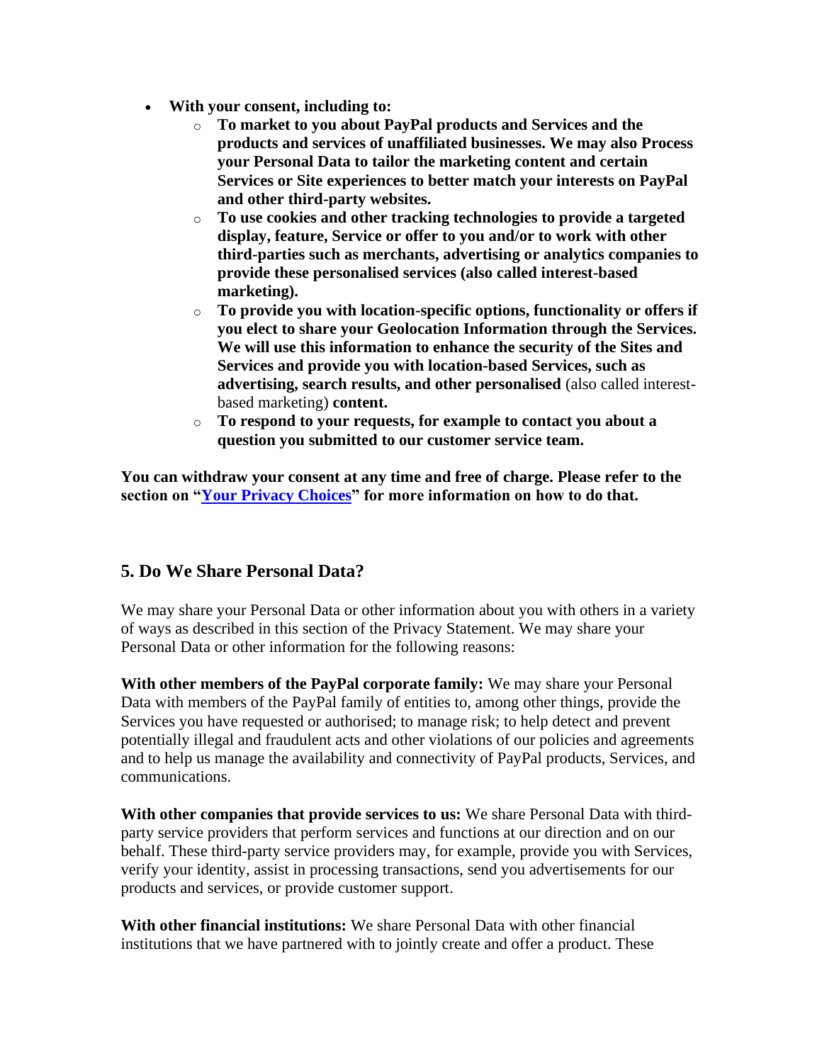- **With your consent, including to:**
    - **To market to you about PayPal products and Services and the products and services of unaffiliated businesses. We may also Process your Personal Data to tailor the marketing content and certain Services or Site experiences to better match your interests on PayPal and other third-party websites.**
    - **To use cookies and other tracking technologies to provide a targeted display, feature, Service or offer to you and/or to work with other third-parties such as merchants, advertising or analytics companies to provide these personalised services (also called interest-based marketing).**
    - **To provide you with location-specific options, functionality or offers if you elect to share your Geolocation Information through the Services. We will use this information to enhance the security of the Sites and Services and provide you with location-based Services, such as advertising, search results, and other personalised** (also called interest-based marketing) **content.**
    - **To respond to your requests, for example to contact you about a question you submitted to our customer service team.**

**You can withdraw your consent at any time and free of charge. Please refer to the section on "[Your Privacy Choices](#)" for more information on how to do that.**

## 5. Do We Share Personal Data?

We may share your Personal Data or other information about you with others in a variety of ways as described in this section of the Privacy Statement. We may share your Personal Data or other information for the following reasons:

**With other members of the PayPal corporate family:** We may share your Personal Data with members of the PayPal family of entities to, among other things, provide the Services you have requested or authorised; to manage risk; to help detect and prevent potentially illegal and fraudulent acts and other violations of our policies and agreements and to help us manage the availability and connectivity of PayPal products, Services, and communications.

**With other companies that provide services to us:** We share Personal Data with third-party service providers that perform services and functions at our direction and on our behalf. These third-party service providers may, for example, provide you with Services, verify your identity, assist in processing transactions, send you advertisements for our products and services, or provide customer support.

**With other financial institutions:** We share Personal Data with other financial institutions that we have partnered with to jointly create and offer a product. These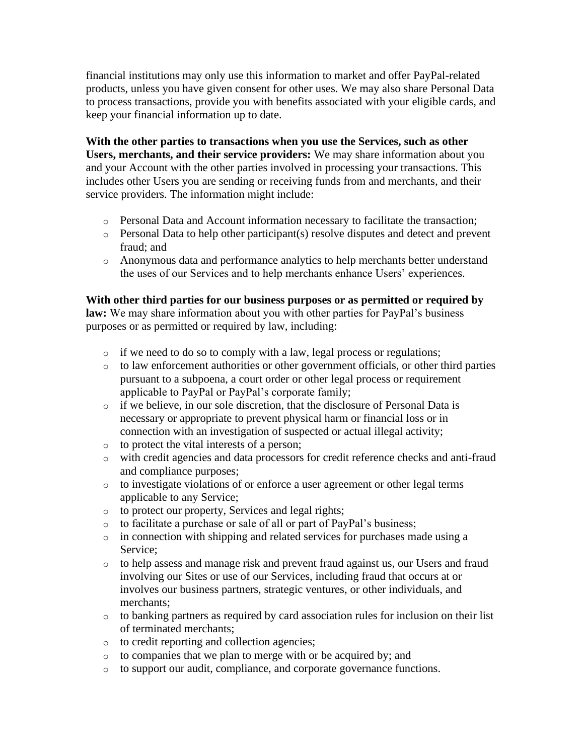financial institutions may only use this information to market and offer PayPal-related products, unless you have given consent for other uses. We may also share Personal Data to process transactions, provide you with benefits associated with your eligible cards, and keep your financial information up to date.

**With the other parties to transactions when you use the Services, such as other Users, merchants, and their service providers:** We may share information about you and your Account with the other parties involved in processing your transactions. This includes other Users you are sending or receiving funds from and merchants, and their service providers. The information might include:

- Personal Data and Account information necessary to facilitate the transaction;
- Personal Data to help other participant(s) resolve disputes and detect and prevent fraud; and
- Anonymous data and performance analytics to help merchants better understand the uses of our Services and to help merchants enhance Users' experiences.

**With other third parties for our business purposes or as permitted or required by law:** We may share information about you with other parties for PayPal's business purposes or as permitted or required by law, including:

- if we need to do so to comply with a law, legal process or regulations;
- to law enforcement authorities or other government officials, or other third parties pursuant to a subpoena, a court order or other legal process or requirement applicable to PayPal or PayPal's corporate family;
- if we believe, in our sole discretion, that the disclosure of Personal Data is necessary or appropriate to prevent physical harm or financial loss or in connection with an investigation of suspected or actual illegal activity;
- to protect the vital interests of a person;
- with credit agencies and data processors for credit reference checks and anti-fraud and compliance purposes;
- to investigate violations of or enforce a user agreement or other legal terms applicable to any Service;
- to protect our property, Services and legal rights;
- to facilitate a purchase or sale of all or part of PayPal's business;
- in connection with shipping and related services for purchases made using a Service;
- to help assess and manage risk and prevent fraud against us, our Users and fraud involving our Sites or use of our Services, including fraud that occurs at or involves our business partners, strategic ventures, or other individuals, and merchants;
- to banking partners as required by card association rules for inclusion on their list of terminated merchants;
- to credit reporting and collection agencies;
- to companies that we plan to merge with or be acquired by; and
- to support our audit, compliance, and corporate governance functions.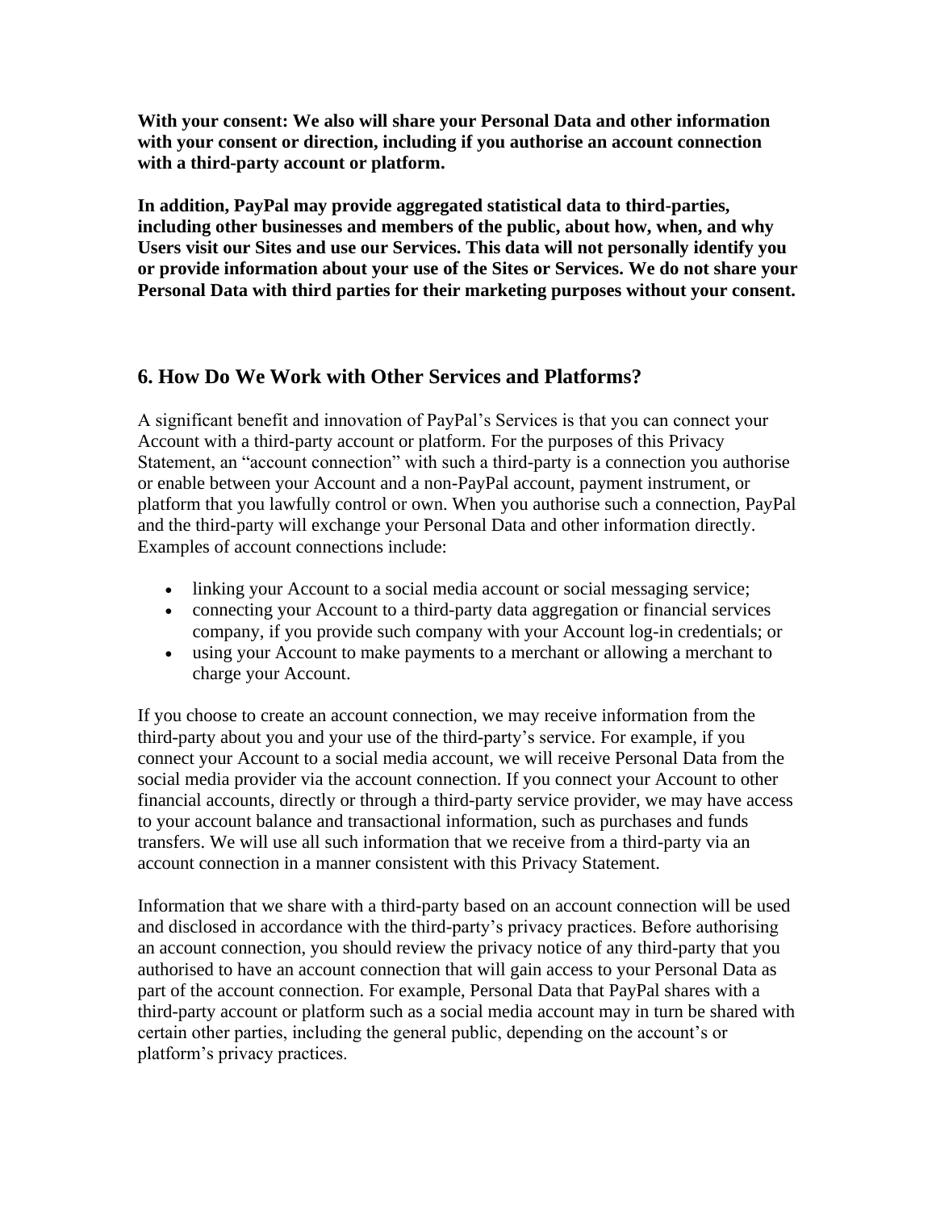**With your consent: We also will share your Personal Data and other information with your consent or direction, including if you authorise an account connection with a third-party account or platform.**

**In addition, PayPal may provide aggregated statistical data to third-parties, including other businesses and members of the public, about how, when, and why Users visit our Sites and use our Services. This data will not personally identify you or provide information about your use of the Sites or Services. We do not share your Personal Data with third parties for their marketing purposes without your consent.**

## 6. How Do We Work with Other Services and Platforms?

A significant benefit and innovation of PayPal's Services is that you can connect your Account with a third-party account or platform. For the purposes of this Privacy Statement, an "account connection" with such a third-party is a connection you authorise or enable between your Account and a non-PayPal account, payment instrument, or platform that you lawfully control or own. When you authorise such a connection, PayPal and the third-party will exchange your Personal Data and other information directly. Examples of account connections include:

- linking your Account to a social media account or social messaging service;
- connecting your Account to a third-party data aggregation or financial services company, if you provide such company with your Account log-in credentials; or
- using your Account to make payments to a merchant or allowing a merchant to charge your Account.

If you choose to create an account connection, we may receive information from the third-party about you and your use of the third-party's service. For example, if you connect your Account to a social media account, we will receive Personal Data from the social media provider via the account connection. If you connect your Account to other financial accounts, directly or through a third-party service provider, we may have access to your account balance and transactional information, such as purchases and funds transfers. We will use all such information that we receive from a third-party via an account connection in a manner consistent with this Privacy Statement.

Information that we share with a third-party based on an account connection will be used and disclosed in accordance with the third-party's privacy practices. Before authorising an account connection, you should review the privacy notice of any third-party that you authorised to have an account connection that will gain access to your Personal Data as part of the account connection. For example, Personal Data that PayPal shares with a third-party account or platform such as a social media account may in turn be shared with certain other parties, including the general public, depending on the account's or platform's privacy practices.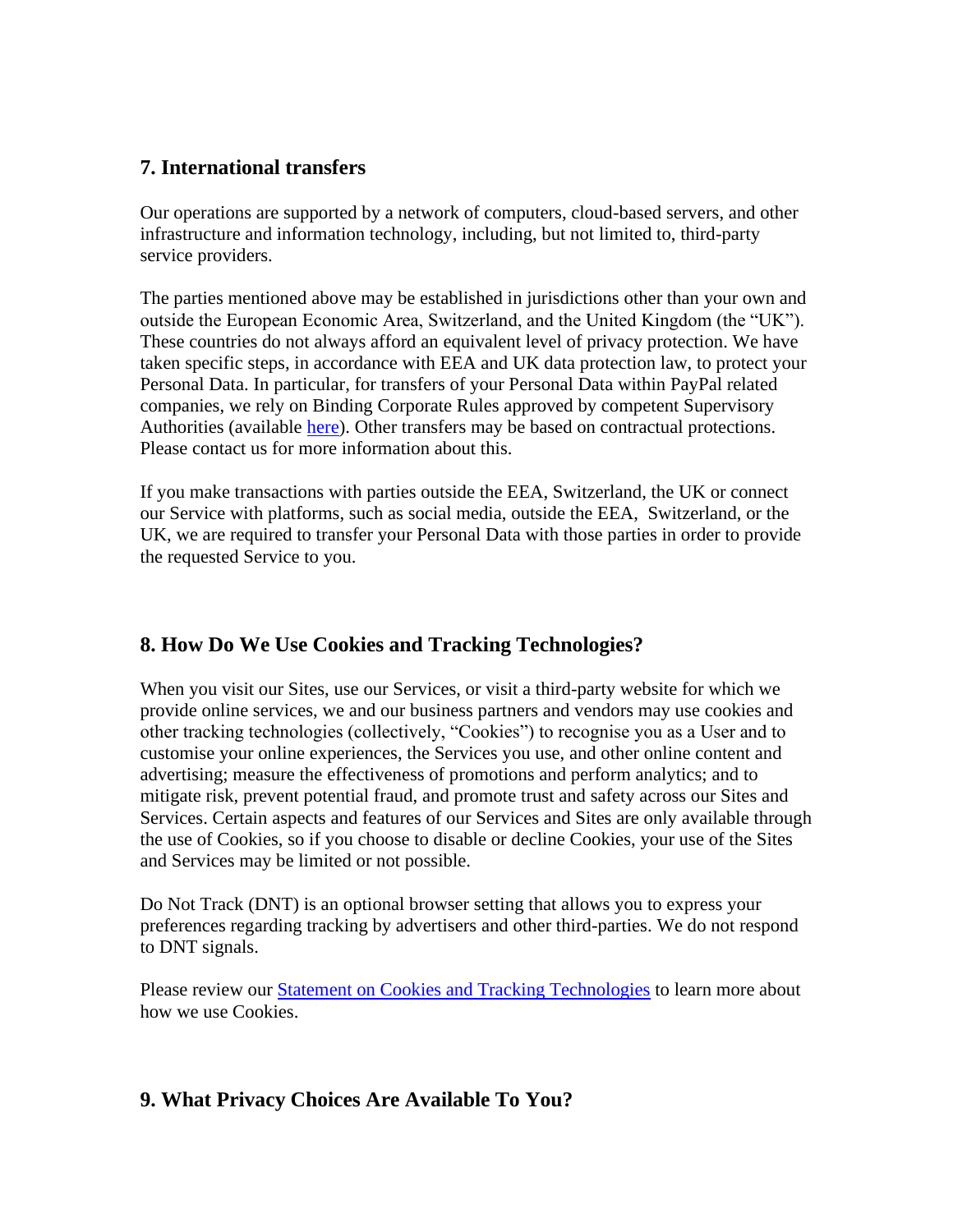## 7. International transfers

Our operations are supported by a network of computers, cloud-based servers, and other infrastructure and information technology, including, but not limited to, third-party service providers.

The parties mentioned above may be established in jurisdictions other than your own and outside the European Economic Area, Switzerland, and the United Kingdom (the "UK"). These countries do not always afford an equivalent level of privacy protection. We have taken specific steps, in accordance with EEA and UK data protection law, to protect your Personal Data. In particular, for transfers of your Personal Data within PayPal related companies, we rely on Binding Corporate Rules approved by competent Supervisory Authorities (available here). Other transfers may be based on contractual protections. Please contact us for more information about this.

If you make transactions with parties outside the EEA, Switzerland, the UK or connect our Service with platforms, such as social media, outside the EEA, Switzerland, or the UK, we are required to transfer your Personal Data with those parties in order to provide the requested Service to you.

## 8. How Do We Use Cookies and Tracking Technologies?

When you visit our Sites, use our Services, or visit a third-party website for which we provide online services, we and our business partners and vendors may use cookies and other tracking technologies (collectively, "Cookies") to recognise you as a User and to customise your online experiences, the Services you use, and other online content and advertising; measure the effectiveness of promotions and perform analytics; and to mitigate risk, prevent potential fraud, and promote trust and safety across our Sites and Services. Certain aspects and features of our Services and Sites are only available through the use of Cookies, so if you choose to disable or decline Cookies, your use of the Sites and Services may be limited or not possible.

Do Not Track (DNT) is an optional browser setting that allows you to express your preferences regarding tracking by advertisers and other third-parties. We do not respond to DNT signals.

Please review our Statement on Cookies and Tracking Technologies to learn more about how we use Cookies.

## 9. What Privacy Choices Are Available To You?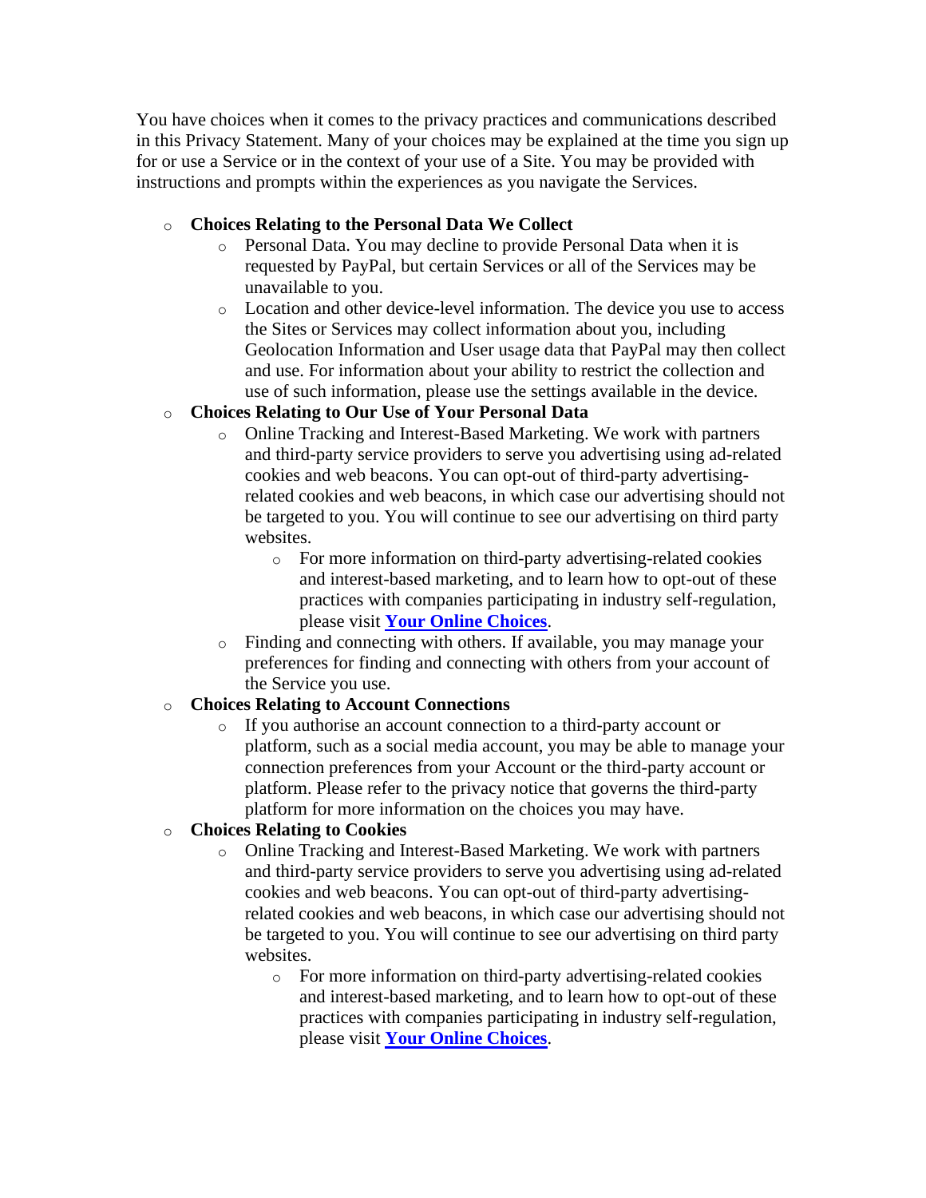You have choices when it comes to the privacy practices and communications described in this Privacy Statement. Many of your choices may be explained at the time you sign up for or use a Service or in the context of your use of a Site. You may be provided with instructions and prompts within the experiences as you navigate the Services.

- **Choices Relating to the Personal Data We Collect**
  - Personal Data. You may decline to provide Personal Data when it is requested by PayPal, but certain Services or all of the Services may be unavailable to you.
  - Location and other device-level information. The device you use to access the Sites or Services may collect information about you, including Geolocation Information and User usage data that PayPal may then collect and use. For information about your ability to restrict the collection and use of such information, please use the settings available in the device.
- **Choices Relating to Our Use of Your Personal Data**
  - Online Tracking and Interest-Based Marketing. We work with partners and third-party service providers to serve you advertising using ad-related cookies and web beacons. You can opt-out of third-party advertising-related cookies and web beacons, in which case our advertising should not be targeted to you. You will continue to see our advertising on third party websites.
    - For more information on third-party advertising-related cookies and interest-based marketing, and to learn how to opt-out of these practices with companies participating in industry self-regulation, please visit **Your Online Choices**.
  - Finding and connecting with others. If available, you may manage your preferences for finding and connecting with others from your account of the Service you use.
- **Choices Relating to Account Connections**
  - If you authorise an account connection to a third-party account or platform, such as a social media account, you may be able to manage your connection preferences from your Account or the third-party account or platform. Please refer to the privacy notice that governs the third-party platform for more information on the choices you may have.
- **Choices Relating to Cookies**
  - Online Tracking and Interest-Based Marketing. We work with partners and third-party service providers to serve you advertising using ad-related cookies and web beacons. You can opt-out of third-party advertising-related cookies and web beacons, in which case our advertising should not be targeted to you. You will continue to see our advertising on third party websites.
    - For more information on third-party advertising-related cookies and interest-based marketing, and to learn how to opt-out of these practices with companies participating in industry self-regulation, please visit **Your Online Choices**.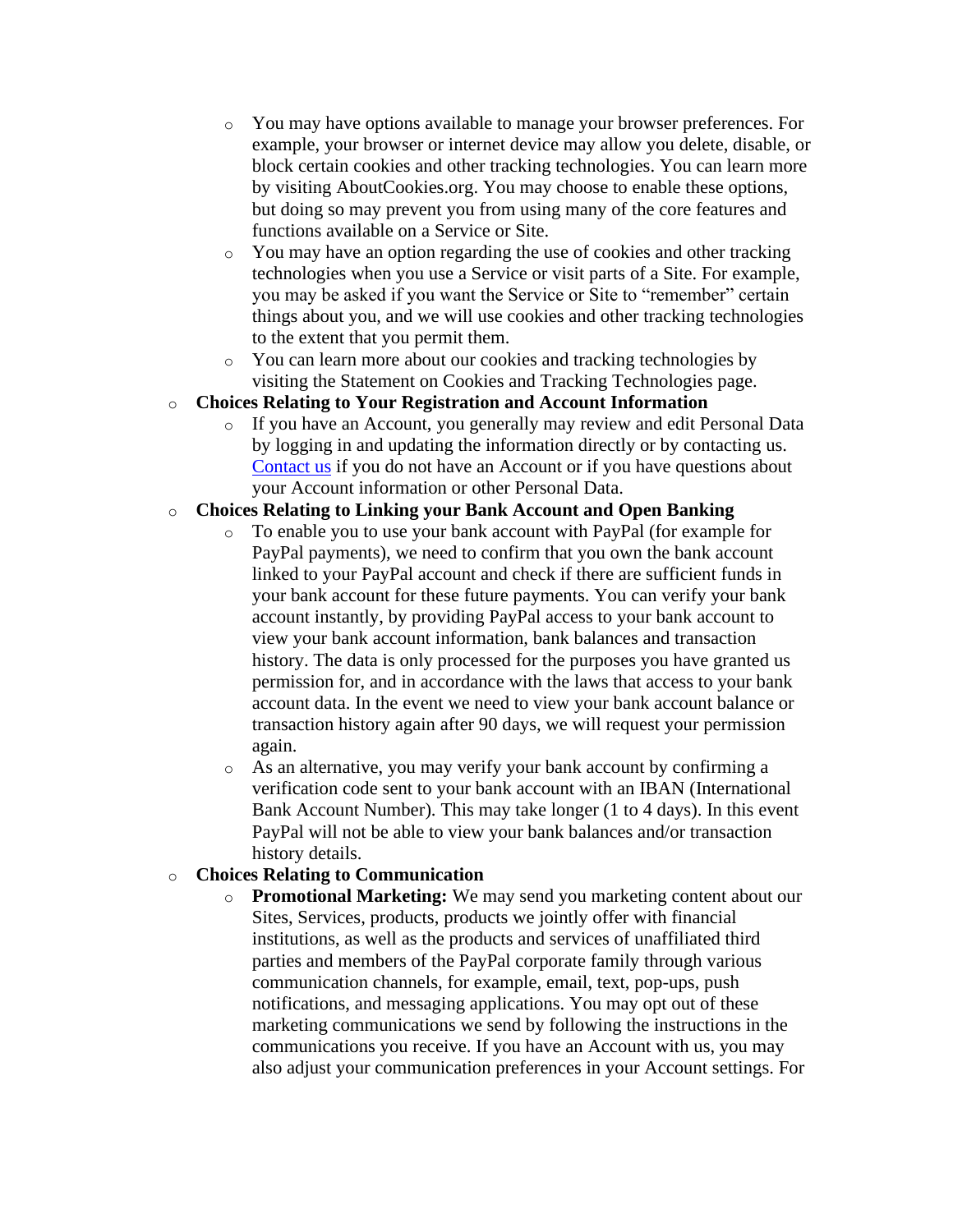- You may have options available to manage your browser preferences. For example, your browser or internet device may allow you delete, disable, or block certain cookies and other tracking technologies. You can learn more by visiting AboutCookies.org. You may choose to enable these options, but doing so may prevent you from using many of the core features and functions available on a Service or Site.
    - You may have an option regarding the use of cookies and other tracking technologies when you use a Service or visit parts of a Site. For example, you may be asked if you want the Service or Site to "remember" certain things about you, and we will use cookies and other tracking technologies to the extent that you permit them.
    - You can learn more about our cookies and tracking technologies by visiting the Statement on Cookies and Tracking Technologies page.
- **Choices Relating to Your Registration and Account Information**
    - If you have an Account, you generally may review and edit Personal Data by logging in and updating the information directly or by contacting us. Contact us if you do not have an Account or if you have questions about your Account information or other Personal Data.
- **Choices Relating to Linking your Bank Account and Open Banking**
    - To enable you to use your bank account with PayPal (for example for PayPal payments), we need to confirm that you own the bank account linked to your PayPal account and check if there are sufficient funds in your bank account for these future payments. You can verify your bank account instantly, by providing PayPal access to your bank account to view your bank account information, bank balances and transaction history. The data is only processed for the purposes you have granted us permission for, and in accordance with the laws that access to your bank account data. In the event we need to view your bank account balance or transaction history again after 90 days, we will request your permission again.
    - As an alternative, you may verify your bank account by confirming a verification code sent to your bank account with an IBAN (International Bank Account Number). This may take longer (1 to 4 days). In this event PayPal will not be able to view your bank balances and/or transaction history details.
- **Choices Relating to Communication**
    - **Promotional Marketing:** We may send you marketing content about our Sites, Services, products, products we jointly offer with financial institutions, as well as the products and services of unaffiliated third parties and members of the PayPal corporate family through various communication channels, for example, email, text, pop-ups, push notifications, and messaging applications. You may opt out of these marketing communications we send by following the instructions in the communications you receive. If you have an Account with us, you may also adjust your communication preferences in your Account settings. For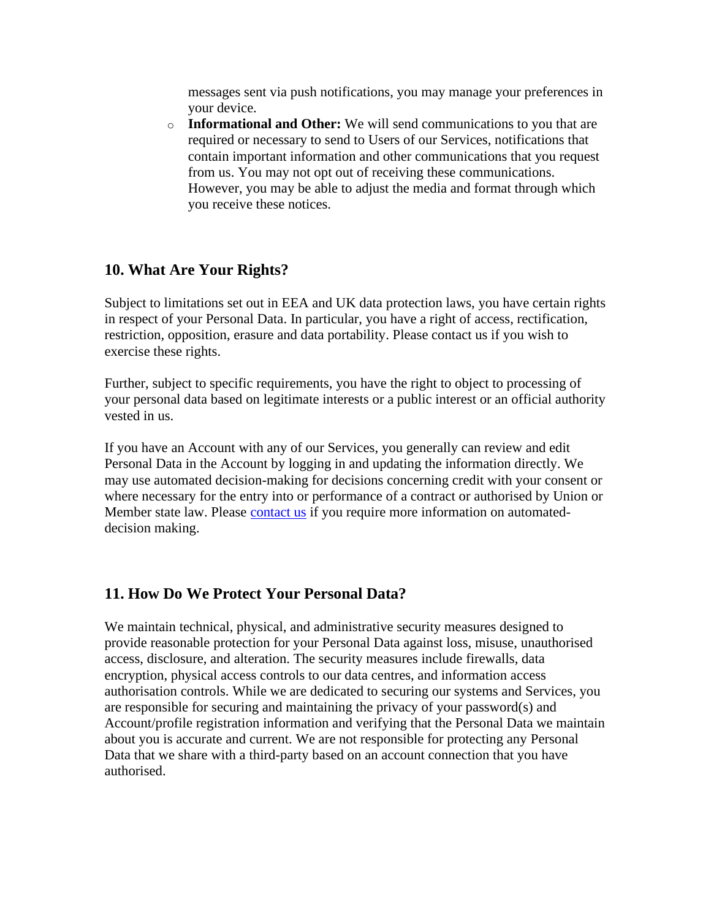messages sent via push notifications, you may manage your preferences in your device.

- **Informational and Other:** We will send communications to you that are required or necessary to send to Users of our Services, notifications that contain important information and other communications that you request from us. You may not opt out of receiving these communications. However, you may be able to adjust the media and format through which you receive these notices.

## 10. What Are Your Rights?

Subject to limitations set out in EEA and UK data protection laws, you have certain rights in respect of your Personal Data. In particular, you have a right of access, rectification, restriction, opposition, erasure and data portability. Please contact us if you wish to exercise these rights.

Further, subject to specific requirements, you have the right to object to processing of your personal data based on legitimate interests or a public interest or an official authority vested in us.

If you have an Account with any of our Services, you generally can review and edit Personal Data in the Account by logging in and updating the information directly. We may use automated decision-making for decisions concerning credit with your consent or where necessary for the entry into or performance of a contract or authorised by Union or Member state law. Please contact us if you require more information on automated-decision making.

## 11. How Do We Protect Your Personal Data?

We maintain technical, physical, and administrative security measures designed to provide reasonable protection for your Personal Data against loss, misuse, unauthorised access, disclosure, and alteration. The security measures include firewalls, data encryption, physical access controls to our data centres, and information access authorisation controls. While we are dedicated to securing our systems and Services, you are responsible for securing and maintaining the privacy of your password(s) and Account/profile registration information and verifying that the Personal Data we maintain about you is accurate and current. We are not responsible for protecting any Personal Data that we share with a third-party based on an account connection that you have authorised.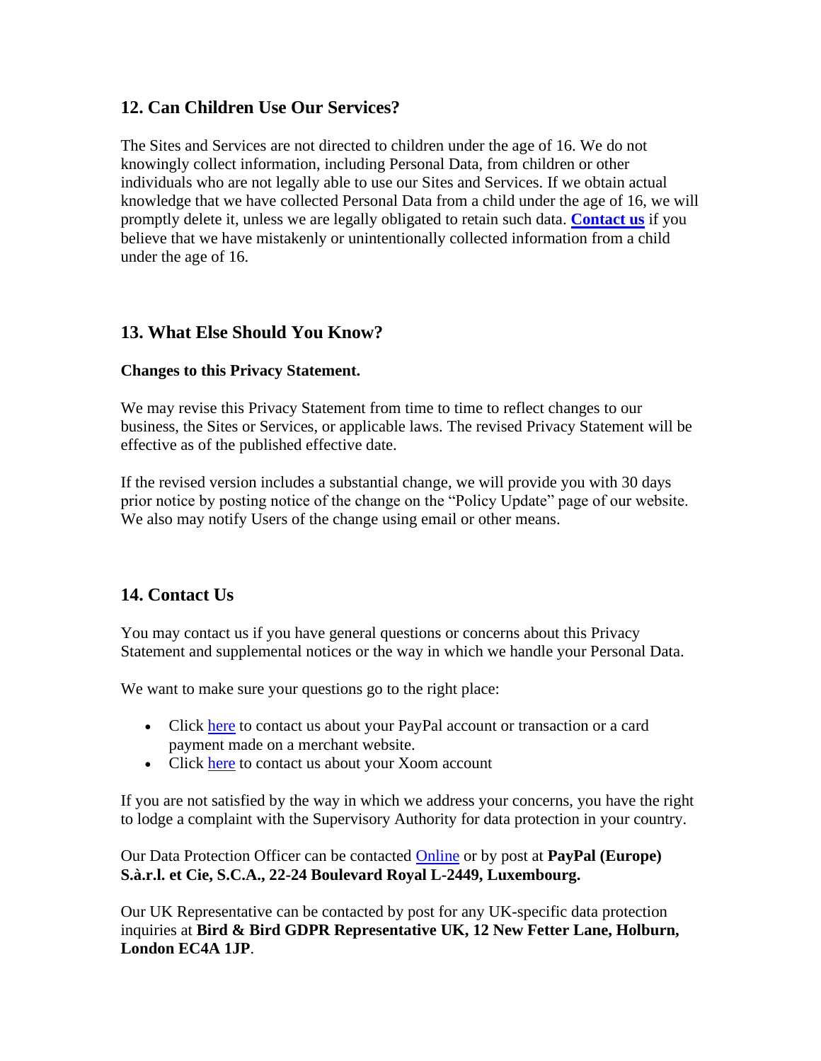## 12. Can Children Use Our Services?

The Sites and Services are not directed to children under the age of 16. We do not knowingly collect information, including Personal Data, from children or other individuals who are not legally able to use our Sites and Services. If we obtain actual knowledge that we have collected Personal Data from a child under the age of 16, we will promptly delete it, unless we are legally obligated to retain such data. **Contact us** if you believe that we have mistakenly or unintentionally collected information from a child under the age of 16.

## 13. What Else Should You Know?

**Changes to this Privacy Statement.**

We may revise this Privacy Statement from time to time to reflect changes to our business, the Sites or Services, or applicable laws. The revised Privacy Statement will be effective as of the published effective date.

If the revised version includes a substantial change, we will provide you with 30 days prior notice by posting notice of the change on the "Policy Update" page of our website. We also may notify Users of the change using email or other means.

## 14. Contact Us

You may contact us if you have general questions or concerns about this Privacy Statement and supplemental notices or the way in which we handle your Personal Data.

We want to make sure your questions go to the right place:

- Click here to contact us about your PayPal account or transaction or a card payment made on a merchant website.
- Click here to contact us about your Xoom account

If you are not satisfied by the way in which we address your concerns, you have the right to lodge a complaint with the Supervisory Authority for data protection in your country.

Our Data Protection Officer can be contacted Online or by post at **PayPal (Europe) S.à.r.l. et Cie, S.C.A., 22-24 Boulevard Royal L-2449, Luxembourg.**

Our UK Representative can be contacted by post for any UK-specific data protection inquiries at **Bird & Bird GDPR Representative UK, 12 New Fetter Lane, Holburn, London EC4A 1JP**.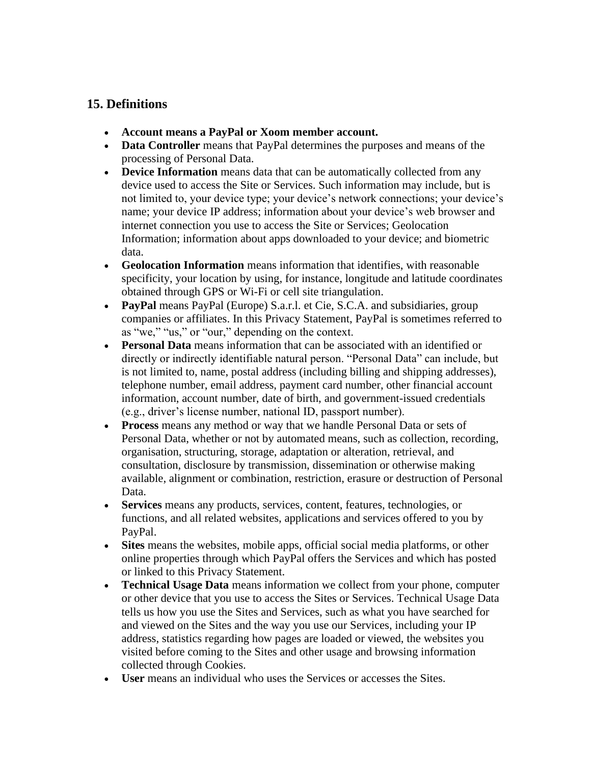## 15. Definitions

- **Account means a PayPal or Xoom member account.**
- **Data Controller** means that PayPal determines the purposes and means of the processing of Personal Data.
- **Device Information** means data that can be automatically collected from any device used to access the Site or Services. Such information may include, but is not limited to, your device type; your device's network connections; your device's name; your device IP address; information about your device's web browser and internet connection you use to access the Site or Services; Geolocation Information; information about apps downloaded to your device; and biometric data.
- **Geolocation Information** means information that identifies, with reasonable specificity, your location by using, for instance, longitude and latitude coordinates obtained through GPS or Wi-Fi or cell site triangulation.
- **PayPal** means PayPal (Europe) S.a.r.l. et Cie, S.C.A. and subsidiaries, group companies or affiliates. In this Privacy Statement, PayPal is sometimes referred to as "we," "us," or "our," depending on the context.
- **Personal Data** means information that can be associated with an identified or directly or indirectly identifiable natural person. "Personal Data" can include, but is not limited to, name, postal address (including billing and shipping addresses), telephone number, email address, payment card number, other financial account information, account number, date of birth, and government-issued credentials (e.g., driver's license number, national ID, passport number).
- **Process** means any method or way that we handle Personal Data or sets of Personal Data, whether or not by automated means, such as collection, recording, organisation, structuring, storage, adaptation or alteration, retrieval, and consultation, disclosure by transmission, dissemination or otherwise making available, alignment or combination, restriction, erasure or destruction of Personal Data.
- **Services** means any products, services, content, features, technologies, or functions, and all related websites, applications and services offered to you by PayPal.
- **Sites** means the websites, mobile apps, official social media platforms, or other online properties through which PayPal offers the Services and which has posted or linked to this Privacy Statement.
- **Technical Usage Data** means information we collect from your phone, computer or other device that you use to access the Sites or Services. Technical Usage Data tells us how you use the Sites and Services, such as what you have searched for and viewed on the Sites and the way you use our Services, including your IP address, statistics regarding how pages are loaded or viewed, the websites you visited before coming to the Sites and other usage and browsing information collected through Cookies.
- **User** means an individual who uses the Services or accesses the Sites.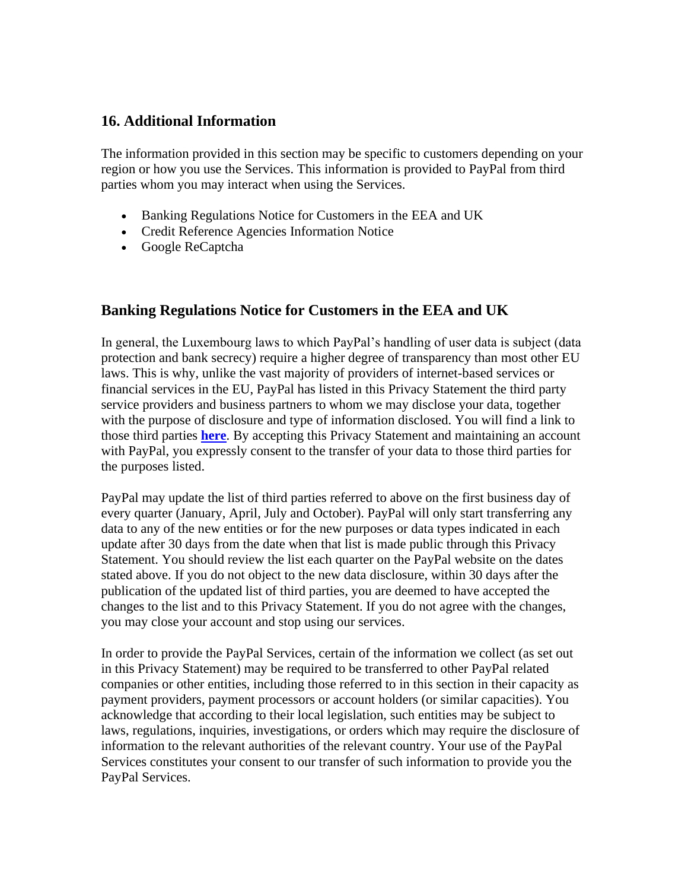## 16. Additional Information

The information provided in this section may be specific to customers depending on your region or how you use the Services. This information is provided to PayPal from third parties whom you may interact when using the Services.

- Banking Regulations Notice for Customers in the EEA and UK
- Credit Reference Agencies Information Notice
- Google ReCaptcha

## Banking Regulations Notice for Customers in the EEA and UK

In general, the Luxembourg laws to which PayPal's handling of user data is subject (data protection and bank secrecy) require a higher degree of transparency than most other EU laws. This is why, unlike the vast majority of providers of internet-based services or financial services in the EU, PayPal has listed in this Privacy Statement the third party service providers and business partners to whom we may disclose your data, together with the purpose of disclosure and type of information disclosed. You will find a link to those third parties **here**. By accepting this Privacy Statement and maintaining an account with PayPal, you expressly consent to the transfer of your data to those third parties for the purposes listed.

PayPal may update the list of third parties referred to above on the first business day of every quarter (January, April, July and October). PayPal will only start transferring any data to any of the new entities or for the new purposes or data types indicated in each update after 30 days from the date when that list is made public through this Privacy Statement. You should review the list each quarter on the PayPal website on the dates stated above. If you do not object to the new data disclosure, within 30 days after the publication of the updated list of third parties, you are deemed to have accepted the changes to the list and to this Privacy Statement. If you do not agree with the changes, you may close your account and stop using our services.

In order to provide the PayPal Services, certain of the information we collect (as set out in this Privacy Statement) may be required to be transferred to other PayPal related companies or other entities, including those referred to in this section in their capacity as payment providers, payment processors or account holders (or similar capacities). You acknowledge that according to their local legislation, such entities may be subject to laws, regulations, inquiries, investigations, or orders which may require the disclosure of information to the relevant authorities of the relevant country. Your use of the PayPal Services constitutes your consent to our transfer of such information to provide you the PayPal Services.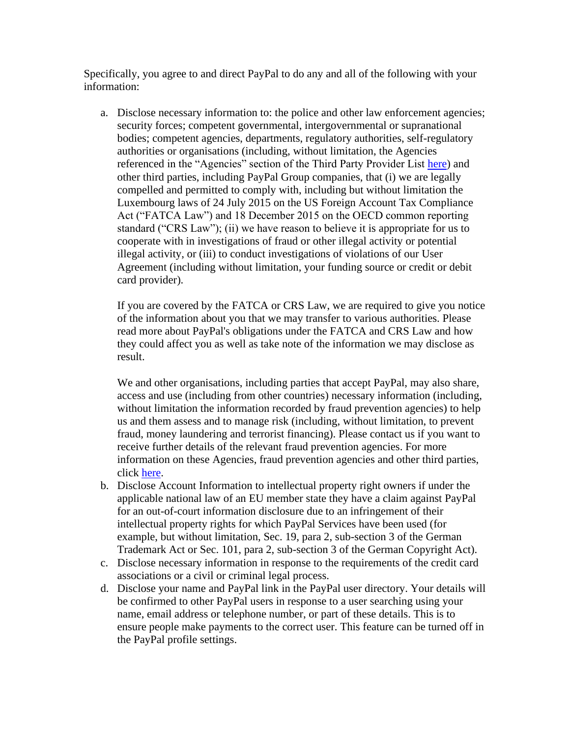Specifically, you agree to and direct PayPal to do any and all of the following with your information:

a. Disclose necessary information to: the police and other law enforcement agencies; security forces; competent governmental, intergovernmental or supranational bodies; competent agencies, departments, regulatory authorities, self-regulatory authorities or organisations (including, without limitation, the Agencies referenced in the "Agencies" section of the Third Party Provider List [here](#)) and other third parties, including PayPal Group companies, that (i) we are legally compelled and permitted to comply with, including but without limitation the Luxembourg laws of 24 July 2015 on the US Foreign Account Tax Compliance Act ("FATCA Law") and 18 December 2015 on the OECD common reporting standard ("CRS Law"); (ii) we have reason to believe it is appropriate for us to cooperate with in investigations of fraud or other illegal activity or potential illegal activity, or (iii) to conduct investigations of violations of our User Agreement (including without limitation, your funding source or credit or debit card provider).

   If you are covered by the FATCA or CRS Law, we are required to give you notice of the information about you that we may transfer to various authorities. Please read more about PayPal's obligations under the FATCA and CRS Law and how they could affect you as well as take note of the information we may disclose as result.

   We and other organisations, including parties that accept PayPal, may also share, access and use (including from other countries) necessary information (including, without limitation the information recorded by fraud prevention agencies) to help us and them assess and to manage risk (including, without limitation, to prevent fraud, money laundering and terrorist financing). Please contact us if you want to receive further details of the relevant fraud prevention agencies. For more information on these Agencies, fraud prevention agencies and other third parties, click [here](#).

b. Disclose Account Information to intellectual property right owners if under the applicable national law of an EU member state they have a claim against PayPal for an out-of-court information disclosure due to an infringement of their intellectual property rights for which PayPal Services have been used (for example, but without limitation, Sec. 19, para 2, sub-section 3 of the German Trademark Act or Sec. 101, para 2, sub-section 3 of the German Copyright Act).

c. Disclose necessary information in response to the requirements of the credit card associations or a civil or criminal legal process.

d. Disclose your name and PayPal link in the PayPal user directory. Your details will be confirmed to other PayPal users in response to a user searching using your name, email address or telephone number, or part of these details. This is to ensure people make payments to the correct user. This feature can be turned off in the PayPal profile settings.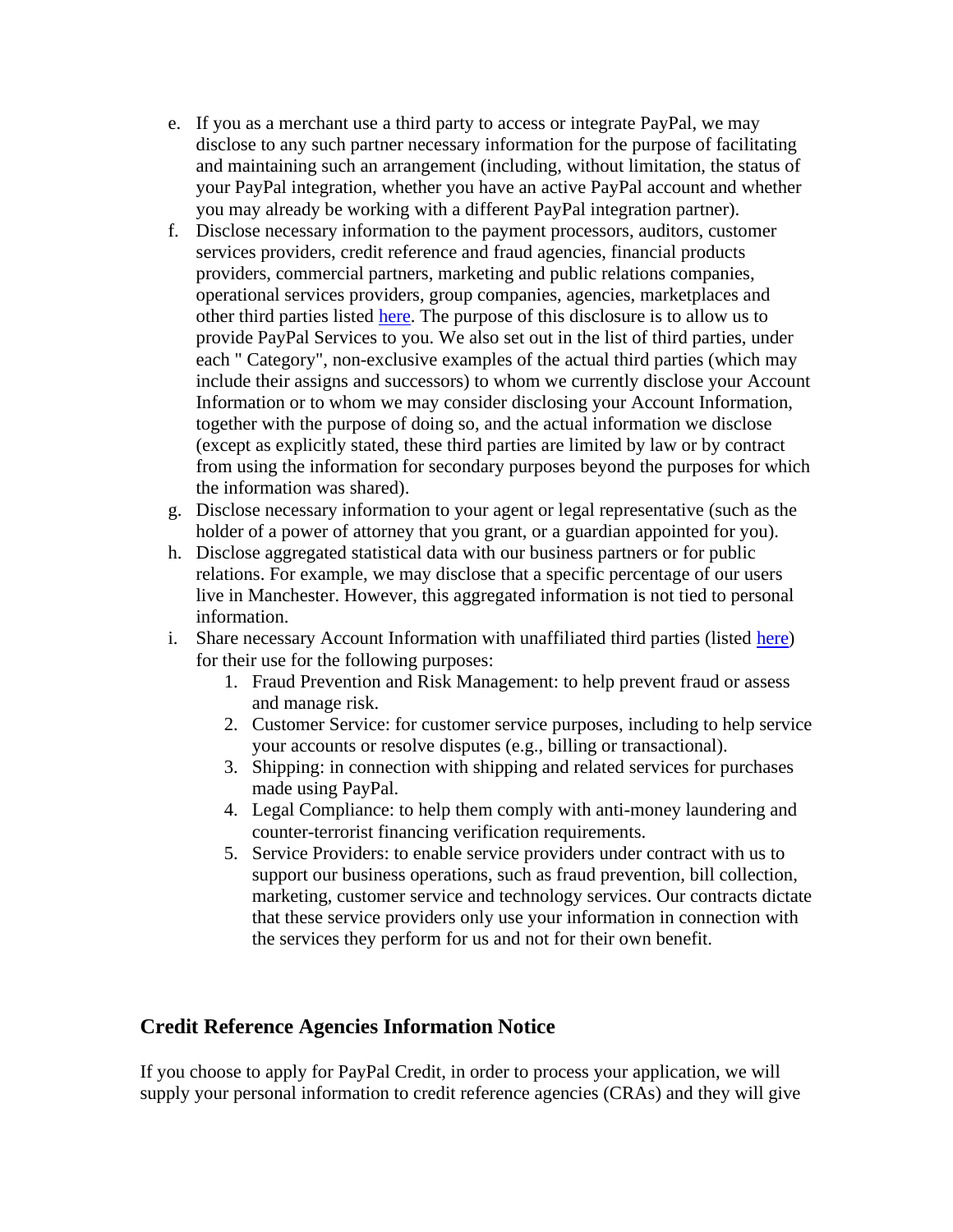e. If you as a merchant use a third party to access or integrate PayPal, we may disclose to any such partner necessary information for the purpose of facilitating and maintaining such an arrangement (including, without limitation, the status of your PayPal integration, whether you have an active PayPal account and whether you may already be working with a different PayPal integration partner).
f. Disclose necessary information to the payment processors, auditors, customer services providers, credit reference and fraud agencies, financial products providers, commercial partners, marketing and public relations companies, operational services providers, group companies, agencies, marketplaces and other third parties listed here. The purpose of this disclosure is to allow us to provide PayPal Services to you. We also set out in the list of third parties, under each " Category", non-exclusive examples of the actual third parties (which may include their assigns and successors) to whom we currently disclose your Account Information or to whom we may consider disclosing your Account Information, together with the purpose of doing so, and the actual information we disclose (except as explicitly stated, these third parties are limited by law or by contract from using the information for secondary purposes beyond the purposes for which the information was shared).
g. Disclose necessary information to your agent or legal representative (such as the holder of a power of attorney that you grant, or a guardian appointed for you).
h. Disclose aggregated statistical data with our business partners or for public relations. For example, we may disclose that a specific percentage of our users live in Manchester. However, this aggregated information is not tied to personal information.
i. Share necessary Account Information with unaffiliated third parties (listed here) for their use for the following purposes:
    1. Fraud Prevention and Risk Management: to help prevent fraud or assess and manage risk.
    2. Customer Service: for customer service purposes, including to help service your accounts or resolve disputes (e.g., billing or transactional).
    3. Shipping: in connection with shipping and related services for purchases made using PayPal.
    4. Legal Compliance: to help them comply with anti-money laundering and counter-terrorist financing verification requirements.
    5. Service Providers: to enable service providers under contract with us to support our business operations, such as fraud prevention, bill collection, marketing, customer service and technology services. Our contracts dictate that these service providers only use your information in connection with the services they perform for us and not for their own benefit.

## Credit Reference Agencies Information Notice

If you choose to apply for PayPal Credit, in order to process your application, we will supply your personal information to credit reference agencies (CRAs) and they will give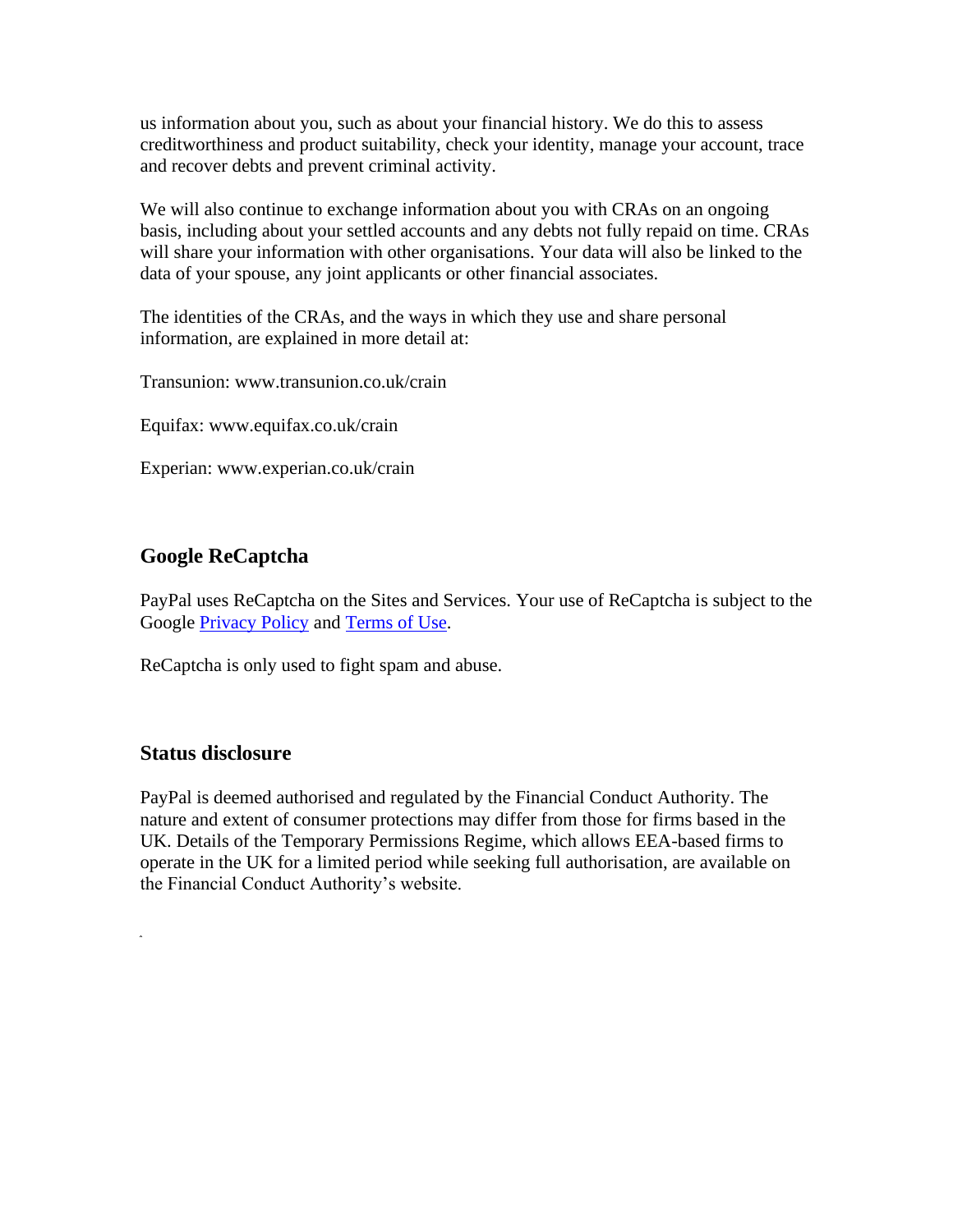us information about you, such as about your financial history. We do this to assess creditworthiness and product suitability, check your identity, manage your account, trace and recover debts and prevent criminal activity.

We will also continue to exchange information about you with CRAs on an ongoing basis, including about your settled accounts and any debts not fully repaid on time. CRAs will share your information with other organisations. Your data will also be linked to the data of your spouse, any joint applicants or other financial associates.

The identities of the CRAs, and the ways in which they use and share personal information, are explained in more detail at:

Transunion: www.transunion.co.uk/crain

Equifax: www.equifax.co.uk/crain

Experian: www.experian.co.uk/crain

## Google ReCaptcha

PayPal uses ReCaptcha on the Sites and Services. Your use of ReCaptcha is subject to the Google Privacy Policy and Terms of Use.

ReCaptcha is only used to fight spam and abuse.

## Status disclosure

PayPal is deemed authorised and regulated by the Financial Conduct Authority. The nature and extent of consumer protections may differ from those for firms based in the UK. Details of the Temporary Permissions Regime, which allows EEA-based firms to operate in the UK for a limited period while seeking full authorisation, are available on the Financial Conduct Authority's website.